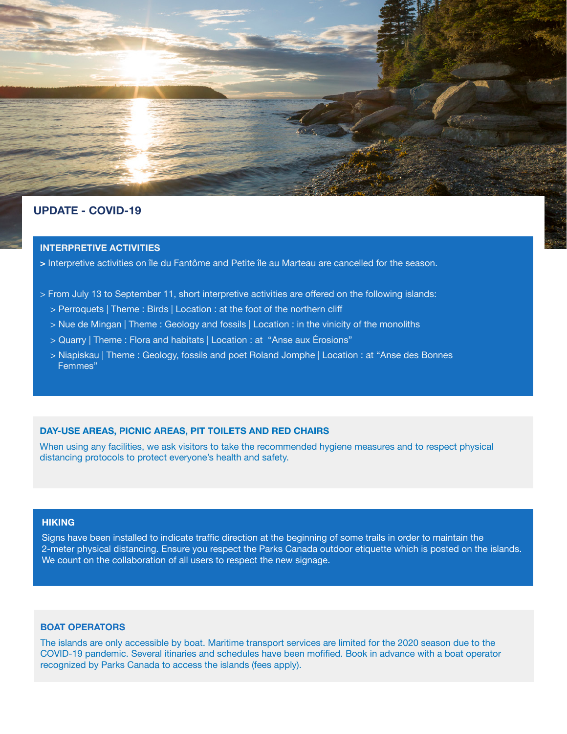## UPDATE - COVID-19

### INTERPRETIVE ACTIVITIES

> Interpretive activities on île du Fantôme and Petite île au Marteau are cancelled for the season.

> From July 13 to September 11, short interpretive activities are offered on the following islands:
>
> > Perroquets | Theme : Birds | Location : at the foot of the northern cliff
>
> > Nue de Mingan | Theme : Geology and fossils | Location : in the vinicity of the monoliths
>
> > Quarry | Theme : Flora and habitats | Location : at "Anse aux Érosions"
>
> > Niapiskau | Theme : Geology, fossils and poet Roland Jomphe | Location : at "Anse des Bonnes Femmes"

### DAY-USE AREAS, PICNIC AREAS, PIT TOILETS AND RED CHAIRS

When using any facilities, we ask visitors to take the recommended hygiene measures and to respect physical distancing protocols to protect everyone's health and safety.

### HIKING

Signs have been installed to indicate traffic direction at the beginning of some trails in order to maintain the 2-meter physical distancing. Ensure you respect the Parks Canada outdoor etiquette which is posted on the islands. We count on the collaboration of all users to respect the new signage.

### BOAT OPERATORS

The islands are only accessible by boat. Maritime transport services are limited for the 2020 season due to the COVID-19 pandemic. Several itinaries and schedules have been mofified. Book in advance with a boat operator recognized by Parks Canada to access the islands (fees apply).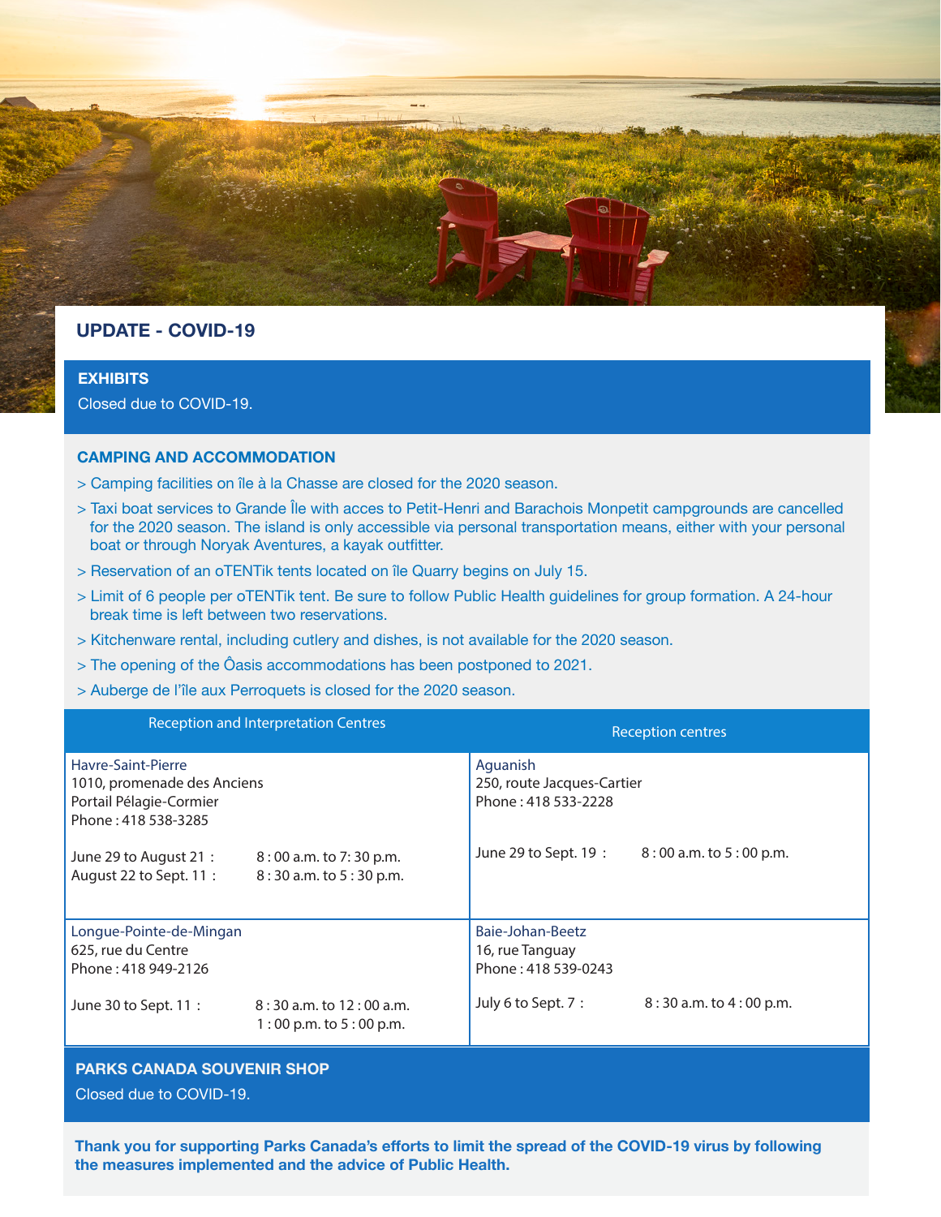## UPDATE - COVID-19

### EXHIBITS

Closed due to COVID-19.

### CAMPING AND ACCOMMODATION

> Camping facilities on île à la Chasse are closed for the 2020 season.

> Taxi boat services to Grande Île with acces to Petit-Henri and Barachois Monpetit campgrounds are cancelled for the 2020 season. The island is only accessible via personal transportation means, either with your personal boat or through Noryak Aventures, a kayak outfitter.

> Reservation of an oTENTik tents located on île Quarry begins on July 15.

> Limit of 6 people per oTENTik tent. Be sure to follow Public Health guidelines for group formation. A 24-hour break time is left between two reservations.

> Kitchenware rental, including cutlery and dishes, is not available for the 2020 season.

> The opening of the Ôasis accommodations has been postponed to 2021.

> Auberge de l'île aux Perroquets is closed for the 2020 season.

| Reception and Interpretation Centres | Reception centres |
|---|---|
| Havre-Saint-Pierre<br>1010, promenade des Anciens<br>Portail Pélagie-Cormier<br>Phone : 418 538-3285<br><br>June 29 to August 21 : 8 : 00 a.m. to 7: 30 p.m.<br>August 22 to Sept. 11 : 8 : 30 a.m. to 5 : 30 p.m. | Aguanish<br>250, route Jacques-Cartier<br>Phone : 418 533-2228<br><br>June 29 to Sept. 19 : 8 : 00 a.m. to 5 : 00 p.m. |
| Longue-Pointe-de-Mingan<br>625, rue du Centre<br>Phone : 418 949-2126<br><br>June 30 to Sept. 11 : 8 : 30 a.m. to 12 : 00 a.m.<br>1 : 00 p.m. to 5 : 00 p.m. | Baie-Johan-Beetz<br>16, rue Tanguay<br>Phone : 418 539-0243<br><br>July 6 to Sept. 7 : 8 : 30 a.m. to 4 : 00 p.m. |

### PARKS CANADA SOUVENIR SHOP

Closed due to COVID-19.

**Thank you for supporting Parks Canada's efforts to limit the spread of the COVID-19 virus by following the measures implemented and the advice of Public Health.**